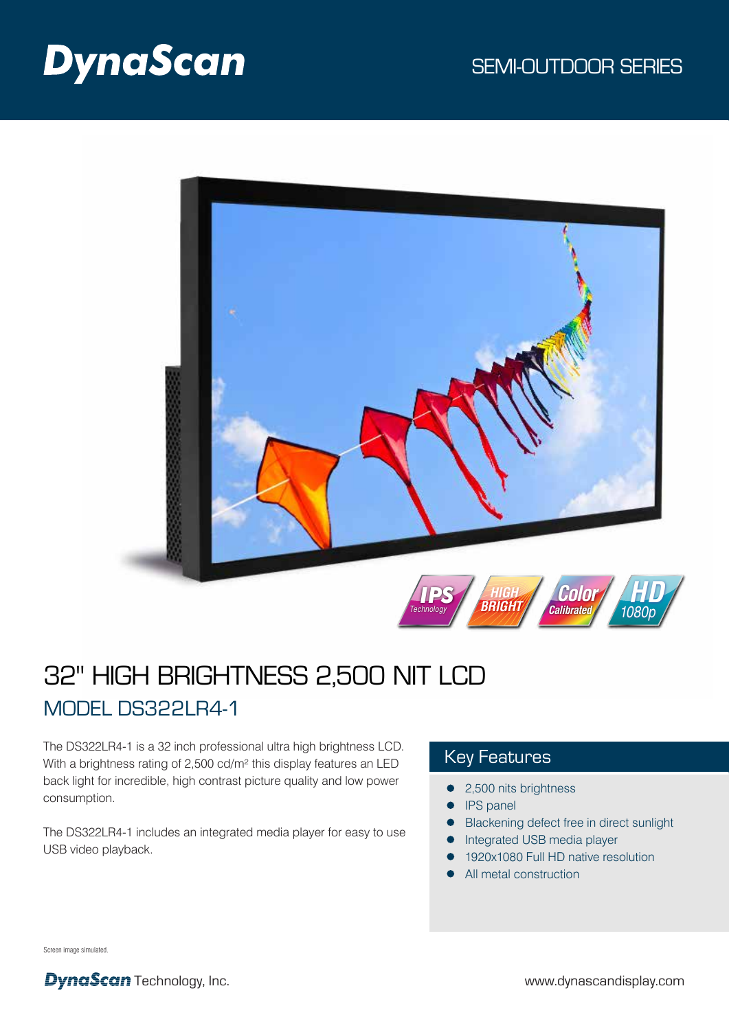# DynaScan

SEMI-OUTDOOR SERIES

# 32" HIGH BRIGHTNESS 2,500 NIT LCD

## MODEL DS322LR4-1

The DS322LR4-1 is a 32 inch professional ultra high brightness LCD. With a brightness rating of 2,500 cd/m² this display features an LED back light for incredible, high contrast picture quality and low power consumption.

The DS322LR4-1 includes an integrated media player for easy to use USB video playback.

## Key Features

- 2,500 nits brightness
- IPS panel
- Blackening defect free in direct sunlight
- Integrated USB media player
- 1920x1080 Full HD native resolution
- All metal construction

Screen image simulated.

DynaScan Technology, Inc.

www.dynascandisplay.com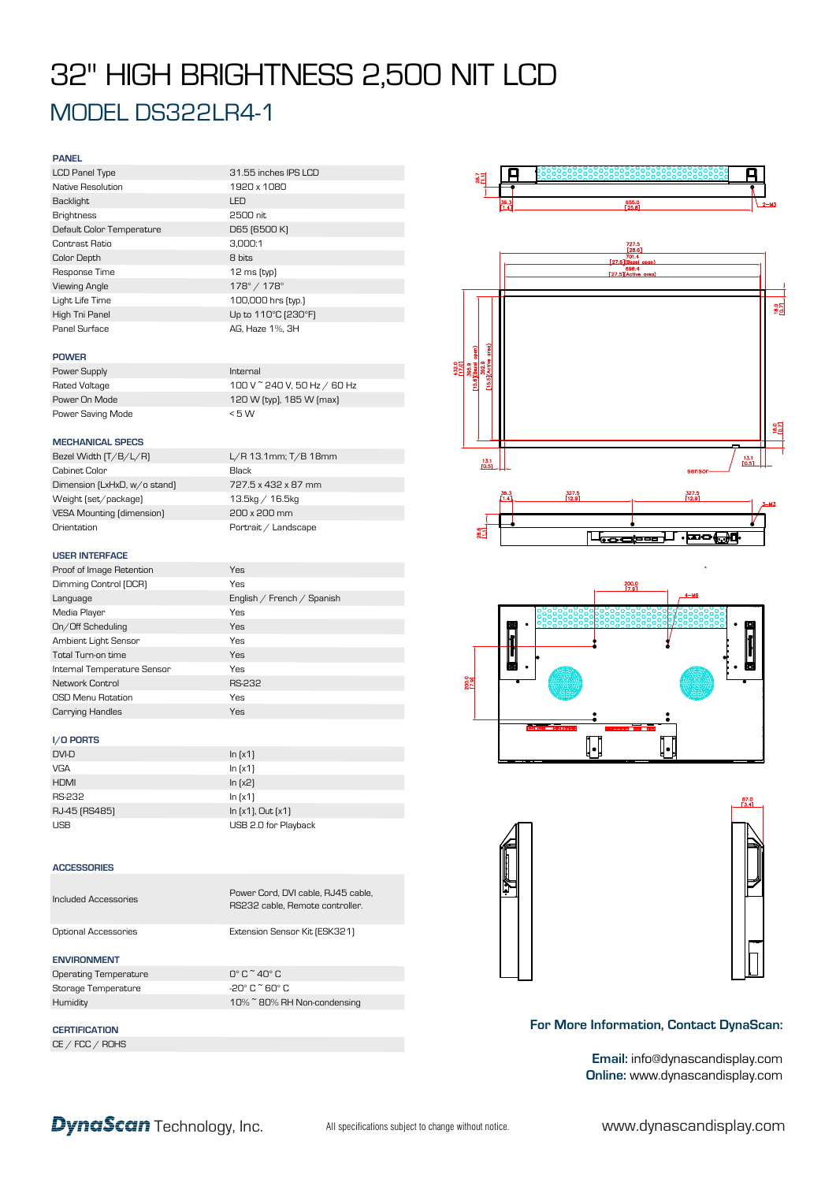# 32" HIGH BRIGHTNESS 2,500 NIT LCD

## MODEL DS322LR4-1

### PANEL

| | |
|---|---|
| LCD Panel Type | 31.55 inches IPS LCD |
| Native Resolution | 1920 x 1080 |
| Backlight | LED |
| Brightness | 2500 nit |
| Default Color Temperature | D65 (6500 K) |
| Contrast Ratio | 3,000:1 |
| Color Depth | 8 bits |
| Response Time | 12 ms (typ) |
| Viewing Angle | 178° / 178° |
| Light Life Time | 100,000 hrs (typ.) |
| High Tni Panel | Up to 110°C (230°F) |
| Panel Surface | AG, Haze 1%, 3H |

### POWER

| | |
|---|---|
| Power Supply | Internal |
| Rated Voltage | 100 V ~ 240 V, 50 Hz / 60 Hz |
| Power On Mode | 120 W (typ), 185 W (max) |
| Power Saving Mode | < 5 W |

### MECHANICAL SPECS

| | |
|---|---|
| Bezel Width (T/B/L/R) | L/R 13.1mm; T/B 18mm |
| Cabinet Color | Black |
| Dimension (LxHxD, w/o stand) | 727.5 x 432 x 87 mm |
| Weight (set/package) | 13.5kg / 16.5kg |
| VESA Mounting (dimension) | 200 x 200 mm |
| Orientation | Portrait / Landscape |

### USER INTERFACE

| | |
|---|---|
| Proof of Image Retention | Yes |
| Dimming Control (DCR) | Yes |
| Language | English / French / Spanish |
| Media Player | Yes |
| On/Off Scheduling | Yes |
| Ambient Light Sensor | Yes |
| Total Turn-on time | Yes |
| Internal Temperature Sensor | Yes |
| Network Control | RS-232 |
| OSD Menu Rotation | Yes |
| Carrying Handles | Yes |

### I/O PORTS

| | |
|---|---|
| DVI-D | In (x1) |
| VGA | In (x1) |
| HDMI | In (x2) |
| RS-232 | In (x1) |
| RJ-45 (RS485) | In (x1), Out (x1) |
| USB | USB 2.0 for Playback |

### ACCESSORIES

| | |
|---|---|
| Included Accessories | Power Cord, DVI cable, RJ45 cable, RS232 cable, Remote controller. |
| Optional Accessories | Extension Sensor Kit (ESK321) |

### ENVIRONMENT

| | |
|---|---|
| Operating Temperature | 0° C ~ 40° C |
| Storage Temperature | -20° C ~ 60° C |
| Humidity | 10% ~ 80% RH Non-condensing |

### CERTIFICATION

CE / FCC / ROHS

28.7 [1.1]
36.3 [1.4]
655.0 [25.8]
2–M3
727.5 [28.6]
701.4 [27.6] Bezel open
698.4 [27.5] Active area
18.0 [0.7]
432.0 [17.0]
395.9 [15.6] Bezel open
392.9 [15.5] Active area
18.0 [0.7]
13.1 [0.5]
sensor
13.1 [0.5]
36.3 [1.4]
327.5 [12.9]
327.5 [12.9]
3–M3
28.6 [1.1]
200.0 [7.9]
4–M6
200.0 [7.9]
87.0 [3.4]

**For More Information, Contact DynaScan:**

**Email:** info@dynascandisplay.com
**Online:** www.dynascandisplay.com

**DynaScan** Technology, Inc.

All specifications subject to change without notice.

www.dynascandisplay.com